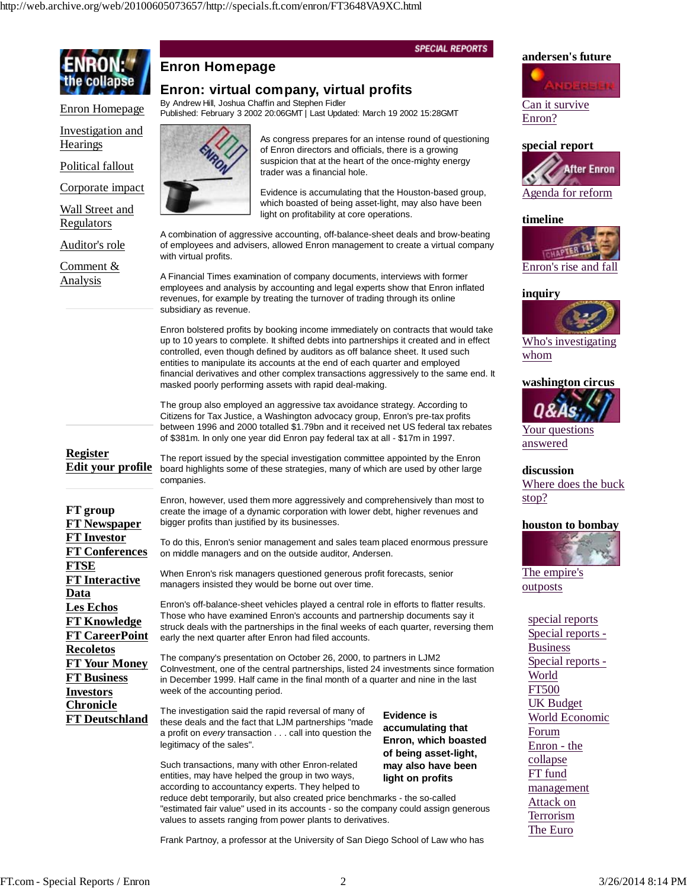SPECIAL REPORTS

# Enron Homepage

## Enron: virtual company, virtual profits

By Andrew Hill, Joshua Chaffin and Stephen Fidler
Published: February 3 2002 20:06GMT | Last Updated: March 19 2002 15:28GMT

As congress prepares for an intense round of questioning of Enron directors and officials, there is a growing suspicion that at the heart of the once-mighty energy trader was a financial hole.

Evidence is accumulating that the Houston-based group, which boasted of being asset-light, may also have been light on profitability at core operations.

A combination of aggressive accounting, off-balance-sheet deals and brow-beating of employees and advisers, allowed Enron management to create a virtual company with virtual profits.

A Financial Times examination of company documents, interviews with former employees and analysis by accounting and legal experts show that Enron inflated revenues, for example by treating the turnover of trading through its online subsidiary as revenue.

Enron bolstered profits by booking income immediately on contracts that would take up to 10 years to complete. It shifted debts into partnerships it created and in effect controlled, even though defined by auditors as off balance sheet. It used such entities to manipulate its accounts at the end of each quarter and employed financial derivatives and other complex transactions aggressively to the same end. It masked poorly performing assets with rapid deal-making.

The group also employed an aggressive tax avoidance strategy. According to Citizens for Tax Justice, a Washington advocacy group, Enron's pre-tax profits between 1996 and 2000 totalled $1.79bn and it received net US federal tax rebates of $381m. In only one year did Enron pay federal tax at all - $17m in 1997.

The report issued by the special investigation committee appointed by the Enron board highlights some of these strategies, many of which are used by other large companies.

Enron, however, used them more aggressively and comprehensively than most to create the image of a dynamic corporation with lower debt, higher revenues and bigger profits than justified by its businesses.

To do this, Enron's senior management and sales team placed enormous pressure on middle managers and on the outside auditor, Andersen.

When Enron's risk managers questioned generous profit forecasts, senior managers insisted they would be borne out over time.

Enron's off-balance-sheet vehicles played a central role in efforts to flatter results. Those who have examined Enron's accounts and partnership documents say it struck deals with the partnerships in the final weeks of each quarter, reversing them early the next quarter after Enron had filed accounts.

The company's presentation on October 26, 2000, to partners in LJM2 CoInvestment, one of the central partnerships, listed 24 investments since formation in December 1999. Half came in the final month of a quarter and nine in the last week of the accounting period.

The investigation said the rapid reversal of many of these deals and the fact that LJM partnerships "made a profit on *every* transaction . . . call into question the legitimacy of the sales".

**Evidence is accumulating that Enron, which boasted of being asset-light, may also have been light on profits**

Such transactions, many with other Enron-related entities, may have helped the group in two ways, according to accountancy experts. They helped to reduce debt temporarily, but also created price benchmarks - the so-called "estimated fair value" used in its accounts - so the company could assign generous values to assets ranging from power plants to derivatives.

Frank Partnoy, a professor at the University of San Diego School of Law who has

---

Enron: the collapse

- Enron Homepage
- Investigation and Hearings
- Political fallout
- Corporate impact
- Wall Street and Regulators
- Auditor's role
- Comment & Analysis

**Register**
**Edit your profile**

**FT group**
**FT Newspaper**
**FT Investor**
**FT Conferences**
**FTSE**
**FT Interactive Data**
**Les Echos**
**FT Knowledge**
**FT CareerPoint**
**Recoletos**
**FT Your Money**
**FT Business**
**Investors Chronicle**
**FT Deutschland**

---

**andersen's future**
Can it survive Enron?

**special report**
Agenda for reform

**timeline**
Enron's rise and fall

**inquiry**
Who's investigating whom

**washington circus**
Your questions answered

**discussion**
Where does the buck stop?

**houston to bombay**
The empire's outposts

- special reports
- Special reports - Business
- Special reports - World
- FT500
- UK Budget
- World Economic Forum
- Enron - the collapse
- FT fund management
- Attack on Terrorism
- The Euro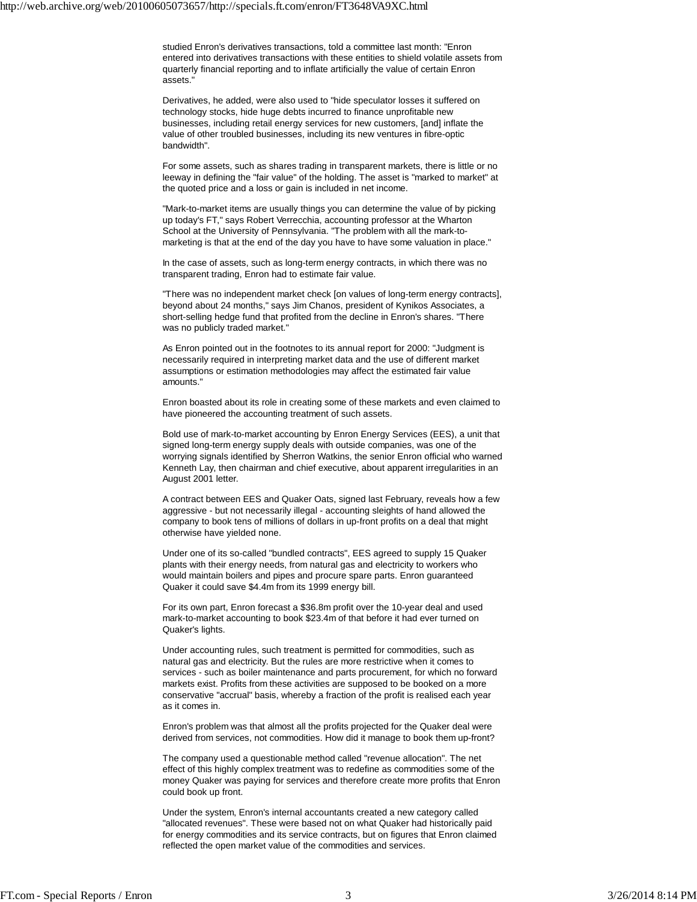studied Enron's derivatives transactions, told a committee last month: "Enron entered into derivatives transactions with these entities to shield volatile assets from quarterly financial reporting and to inflate artificially the value of certain Enron assets."

Derivatives, he added, were also used to "hide speculator losses it suffered on technology stocks, hide huge debts incurred to finance unprofitable new businesses, including retail energy services for new customers, [and] inflate the value of other troubled businesses, including its new ventures in fibre-optic bandwidth".

For some assets, such as shares trading in transparent markets, there is little or no leeway in defining the "fair value" of the holding. The asset is "marked to market" at the quoted price and a loss or gain is included in net income.

"Mark-to-market items are usually things you can determine the value of by picking up today's FT," says Robert Verrecchia, accounting professor at the Wharton School at the University of Pennsylvania. "The problem with all the mark-to-marketing is that at the end of the day you have to have some valuation in place."

In the case of assets, such as long-term energy contracts, in which there was no transparent trading, Enron had to estimate fair value.

"There was no independent market check [on values of long-term energy contracts], beyond about 24 months," says Jim Chanos, president of Kynikos Associates, a short-selling hedge fund that profited from the decline in Enron's shares. "There was no publicly traded market."

As Enron pointed out in the footnotes to its annual report for 2000: "Judgment is necessarily required in interpreting market data and the use of different market assumptions or estimation methodologies may affect the estimated fair value amounts."

Enron boasted about its role in creating some of these markets and even claimed to have pioneered the accounting treatment of such assets.

Bold use of mark-to-market accounting by Enron Energy Services (EES), a unit that signed long-term energy supply deals with outside companies, was one of the worrying signals identified by Sherron Watkins, the senior Enron official who warned Kenneth Lay, then chairman and chief executive, about apparent irregularities in an August 2001 letter.

A contract between EES and Quaker Oats, signed last February, reveals how a few aggressive - but not necessarily illegal - accounting sleights of hand allowed the company to book tens of millions of dollars in up-front profits on a deal that might otherwise have yielded none.

Under one of its so-called "bundled contracts", EES agreed to supply 15 Quaker plants with their energy needs, from natural gas and electricity to workers who would maintain boilers and pipes and procure spare parts. Enron guaranteed Quaker it could save $4.4m from its 1999 energy bill.

For its own part, Enron forecast a $36.8m profit over the 10-year deal and used mark-to-market accounting to book $23.4m of that before it had ever turned on Quaker's lights.

Under accounting rules, such treatment is permitted for commodities, such as natural gas and electricity. But the rules are more restrictive when it comes to services - such as boiler maintenance and parts procurement, for which no forward markets exist. Profits from these activities are supposed to be booked on a more conservative "accrual" basis, whereby a fraction of the profit is realised each year as it comes in.

Enron's problem was that almost all the profits projected for the Quaker deal were derived from services, not commodities. How did it manage to book them up-front?

The company used a questionable method called "revenue allocation". The net effect of this highly complex treatment was to redefine as commodities some of the money Quaker was paying for services and therefore create more profits that Enron could book up front.

Under the system, Enron's internal accountants created a new category called "allocated revenues". These were based not on what Quaker had historically paid for energy commodities and its service contracts, but on figures that Enron claimed reflected the open market value of the commodities and services.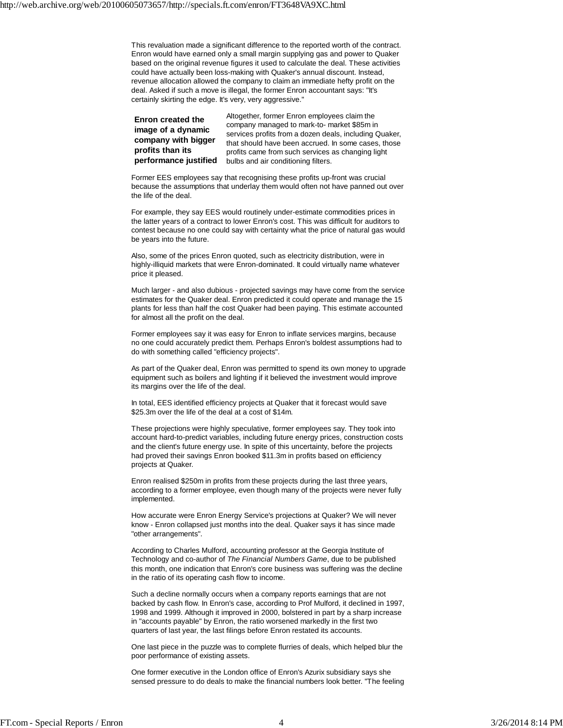This revaluation made a significant difference to the reported worth of the contract. Enron would have earned only a small margin supplying gas and power to Quaker based on the original revenue figures it used to calculate the deal. These activities could have actually been loss-making with Quaker's annual discount. Instead, revenue allocation allowed the company to claim an immediate hefty profit on the deal. Asked if such a move is illegal, the former Enron accountant says: "It's certainly skirting the edge. It's very, very aggressive."

**Enron created the image of a dynamic company with bigger profits than its performance justified**

Altogether, former Enron employees claim the company managed to mark-to- market $85m in services profits from a dozen deals, including Quaker, that should have been accrued. In some cases, those profits came from such services as changing light bulbs and air conditioning filters.

Former EES employees say that recognising these profits up-front was crucial because the assumptions that underlay them would often not have panned out over the life of the deal.

For example, they say EES would routinely under-estimate commodities prices in the latter years of a contract to lower Enron's cost. This was difficult for auditors to contest because no one could say with certainty what the price of natural gas would be years into the future.

Also, some of the prices Enron quoted, such as electricity distribution, were in highly-illiquid markets that were Enron-dominated. It could virtually name whatever price it pleased.

Much larger - and also dubious - projected savings may have come from the service estimates for the Quaker deal. Enron predicted it could operate and manage the 15 plants for less than half the cost Quaker had been paying. This estimate accounted for almost all the profit on the deal.

Former employees say it was easy for Enron to inflate services margins, because no one could accurately predict them. Perhaps Enron's boldest assumptions had to do with something called "efficiency projects".

As part of the Quaker deal, Enron was permitted to spend its own money to upgrade equipment such as boilers and lighting if it believed the investment would improve its margins over the life of the deal.

In total, EES identified efficiency projects at Quaker that it forecast would save $25.3m over the life of the deal at a cost of $14m.

These projections were highly speculative, former employees say. They took into account hard-to-predict variables, including future energy prices, construction costs and the client's future energy use. In spite of this uncertainty, before the projects had proved their savings Enron booked $11.3m in profits based on efficiency projects at Quaker.

Enron realised $250m in profits from these projects during the last three years, according to a former employee, even though many of the projects were never fully implemented.

How accurate were Enron Energy Service's projections at Quaker? We will never know - Enron collapsed just months into the deal. Quaker says it has since made "other arrangements".

According to Charles Mulford, accounting professor at the Georgia Institute of Technology and co-author of *The Financial Numbers Game*, due to be published this month, one indication that Enron's core business was suffering was the decline in the ratio of its operating cash flow to income.

Such a decline normally occurs when a company reports earnings that are not backed by cash flow. In Enron's case, according to Prof Mulford, it declined in 1997, 1998 and 1999. Although it improved in 2000, bolstered in part by a sharp increase in "accounts payable" by Enron, the ratio worsened markedly in the first two quarters of last year, the last filings before Enron restated its accounts.

One last piece in the puzzle was to complete flurries of deals, which helped blur the poor performance of existing assets.

One former executive in the London office of Enron's Azurix subsidiary says she sensed pressure to do deals to make the financial numbers look better. "The feeling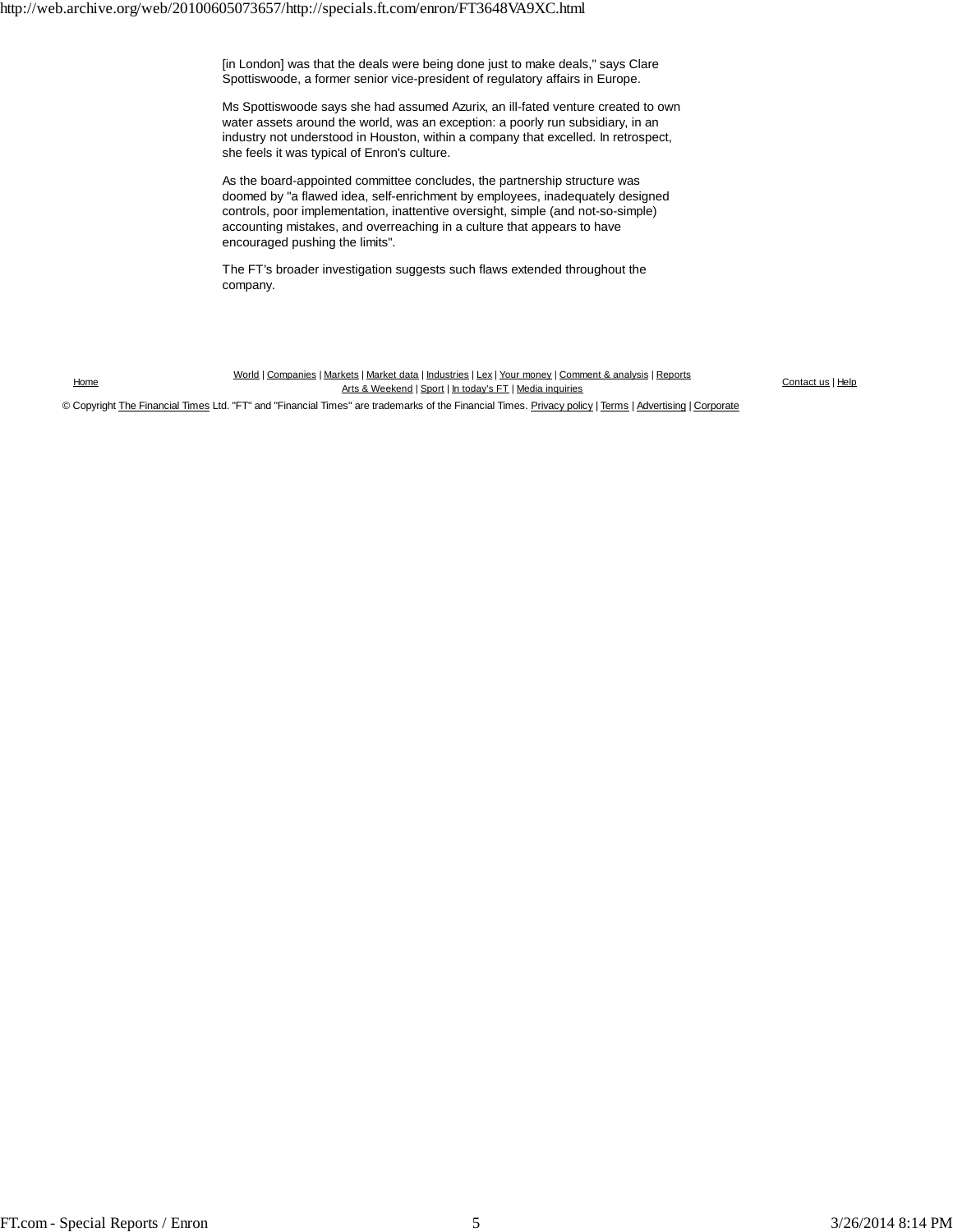[in London] was that the deals were being done just to make deals," says Clare Spottiswoode, a former senior vice-president of regulatory affairs in Europe.

Ms Spottiswoode says she had assumed Azurix, an ill-fated venture created to own water assets around the world, was an exception: a poorly run subsidiary, in an industry not understood in Houston, within a company that excelled. In retrospect, she feels it was typical of Enron's culture.

As the board-appointed committee concludes, the partnership structure was doomed by "a flawed idea, self-enrichment by employees, inadequately designed controls, poor implementation, inattentive oversight, simple (and not-so-simple) accounting mistakes, and overreaching in a culture that appears to have encouraged pushing the limits".

The FT's broader investigation suggests such flaws extended throughout the company.

Home

World | Companies | Markets | Market data | Industries | Lex | Your money | Comment & analysis | Reports
Arts & Weekend | Sport | In today's FT | Media inquiries

Contact us | Help

© Copyright The Financial Times Ltd. "FT" and "Financial Times" are trademarks of the Financial Times. Privacy policy | Terms | Advertising | Corporate